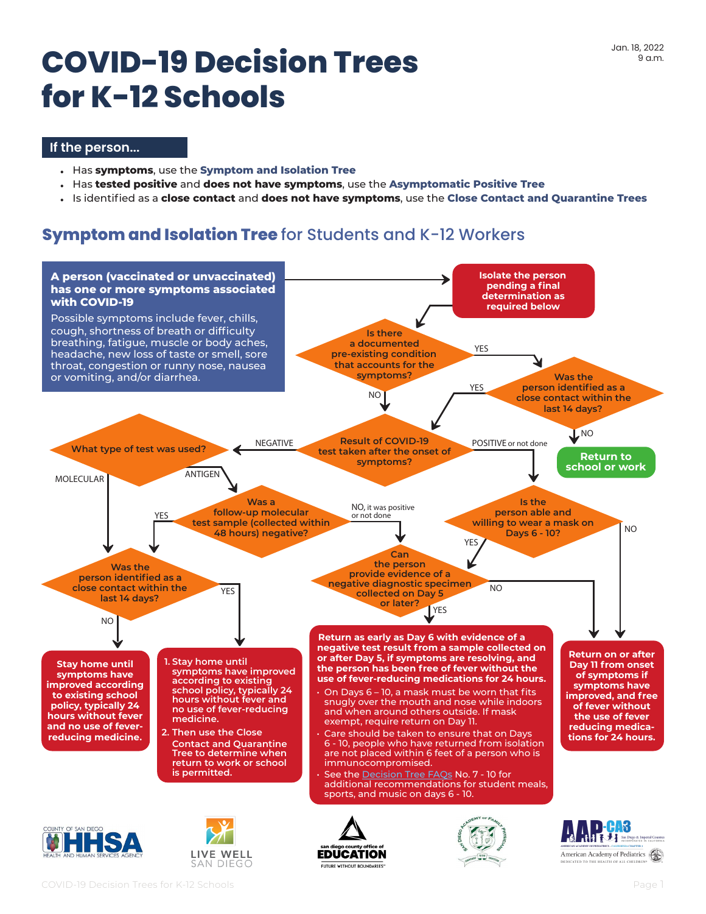# COVID-19 Decision Trees for K-12 Schools

Jan. 18, 2022
9 a.m.

## If the person...

- Has **symptoms**, use the **Symptom and Isolation Tree**
- Has **tested positive** and **does not have symptoms**, use the **Asymptomatic Positive Tree**
- Is identified as a **close contact** and **does not have symptoms**, use the **Close Contact and Quarantine Trees**

## Symptom and Isolation Tree for Students and K-12 Workers

**A person (vaccinated or unvaccinated) has one or more symptoms associated with COVID-19**

Possible symptoms include fever, chills, cough, shortness of breath or difficulty breathing, fatigue, muscle or body aches, headache, new loss of taste or smell, sore throat, congestion or runny nose, nausea or vomiting, and/or diarrhea.

**Isolate the person pending a final determination as required below**

Is there a documented pre-existing condition that accounts for the symptoms?

YES

Was the person identified as a close contact within the last 14 days?

YES

NO

**Return to school or work**

NO

Result of COVID-19 test taken after the onset of symptoms?

NEGATIVE

What type of test was used?

MOLECULAR

ANTIGEN

Was a follow-up molecular test sample (collected within 48 hours) negative?

YES

NO, it was positive or not done

POSITIVE or not done

Is the person able and willing to wear a mask on Days 6 - 10?

YES

NO

Was the person identified as a close contact within the last 14 days?

NO

YES

Can the person provide evidence of a negative diagnostic specimen collected on Day 5 or later?

YES

NO

**Stay home until symptoms have improved according to existing school policy, typically 24 hours without fever and no use of fever-reducing medicine.**

1. Stay home until symptoms have improved according to existing school policy, typically 24 hours without fever and no use of fever-reducing medicine.
2. Then use the Close Contact and Quarantine Tree to determine when return to work or school is permitted.

**Return as early as Day 6 with evidence of a negative test result from a sample collected on or after Day 5, if symptoms are resolving, and the person has been free of fever without the use of fever-reducing medications for 24 hours.**

- On Days 6 – 10, a mask must be worn that fits snugly over the mouth and nose while indoors and when around others outside. If mask exempt, require return on Day 11.
- Care should be taken to ensure that on Days 6 - 10, people who have returned from isolation are not placed within 6 feet of a person who is immunocompromised.
- See the Decision Tree FAQs No. 7 - 10 for additional recommendations for student meals, sports, and music on days 6 - 10.

**Return on or after Day 11 from onset of symptoms if symptoms have improved, and free of fever without the use of fever reducing medications for 24 hours.**

COUNTY OF SAN DIEGO HHSA HEALTH AND HUMAN SERVICES AGENCY

LIVE WELL SAN DIEGO

san diego county office of EDUCATION FUTURE WITHOUT BOUNDARIES

SAN DIEGO ACADEMY OF FAMILY PHYSICIANS

AAP-CA3 San Diego & Imperial Counties — American Academy of Pediatrics — DEDICATED TO THE HEALTH OF ALL CHILDREN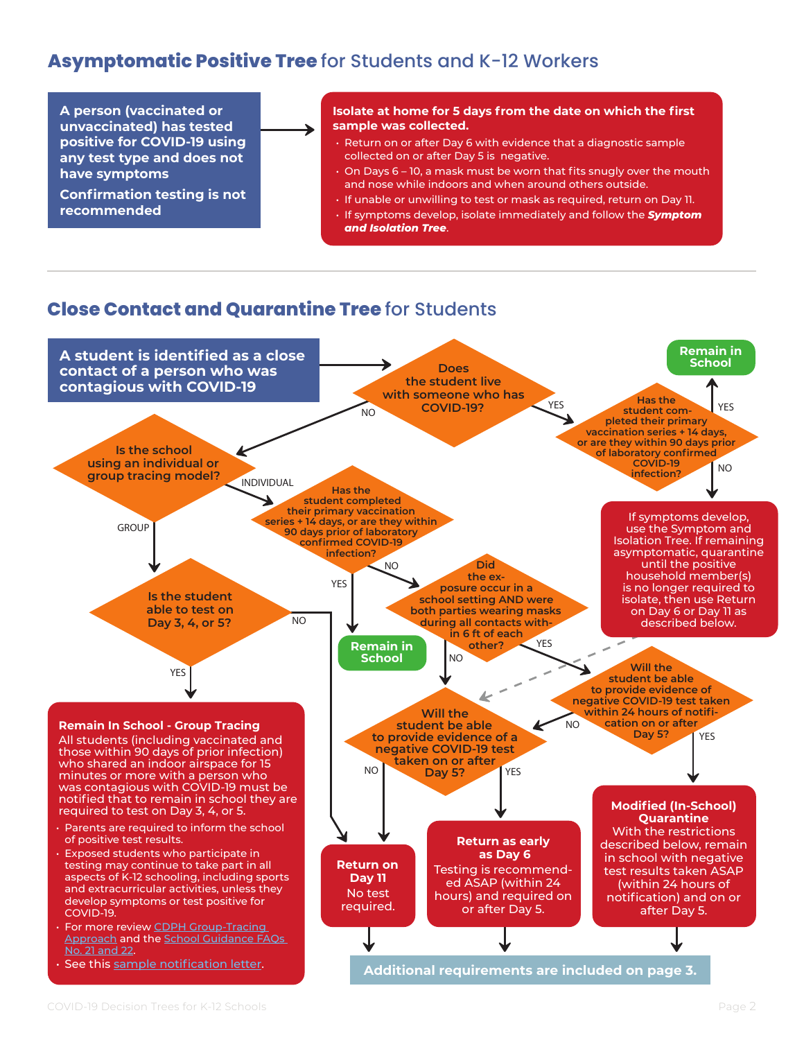## **Asymptomatic Positive Tree** for Students and K-12 Workers

**A person (vaccinated or unvaccinated) has tested positive for COVID-19 using any test type and does not have symptoms**

**Confirmation testing is not recommended**

**Isolate at home for 5 days from the date on which the first sample was collected.**

- Return on or after Day 6 with evidence that a diagnostic sample collected on or after Day 5 is negative.
- On Days 6 – 10, a mask must be worn that fits snugly over the mouth and nose while indoors and when around others outside.
- If unable or unwilling to test or mask as required, return on Day 11.
- If symptoms develop, isolate immediately and follow the ***Symptom and Isolation Tree***.

---

## **Close Contact and Quarantine Tree** for Students

**A student is identified as a close contact of a person who was contagious with COVID-19**

**Does the student live with someone who has COVID-19?**
- YES → **Has the student completed their primary vaccination series + 14 days, or are they within 90 days prior of laboratory confirmed COVID-19 infection?**
  - YES → **Remain in School**
  - NO → If symptoms develop, use the Symptom and Isolation Tree. If remaining asymptomatic, quarantine until the positive household member(s) is no longer required to isolate, then use Return on Day 6 or Day 11 as described below.
- NO → **Is the school using an individual or group tracing model?**
  - INDIVIDUAL → **Has the student completed their primary vaccination series + 14 days, or are they within 90 days prior of laboratory confirmed COVID-19 infection?**
    - YES → **Remain in School**
    - NO → **Did the exposure occur in a school setting AND were both parties wearing masks during all contacts within 6 ft of each other?**
      - YES → **Will the student be able to provide evidence of negative COVID-19 test taken within 24 hours of notification and on or after Day 5?**
        - YES → **Modified (In-School) Quarantine**
        - NO → **Will the student be able to provide evidence of a negative COVID-19 test taken on or after Day 5?**
      - NO → **Will the student be able to provide evidence of a negative COVID-19 test taken on or after Day 5?**
        - YES → **Return as early as Day 6**
        - NO → **Return on Day 11**
  - GROUP → **Is the student able to test on Day 3, 4, or 5?**
    - YES → **Remain In School - Group Tracing**
    - NO → **Return on Day 11**

**Remain In School - Group Tracing**

All students (including vaccinated and those within 90 days of prior infection) who shared an indoor airspace for 15 minutes or more with a person who was contagious with COVID-19 must be notified that to remain in school they are required to test on Day 3, 4, or 5.

- Parents are required to inform the school of positive test results.
- Exposed students who participate in testing may continue to take part in all aspects of K-12 schooling, including sports and extracurricular activities, unless they develop symptoms or test positive for COVID-19.
- For more review CDPH Group-Tracing Approach and the School Guidance FAQs No. 21 and 22.
- See this sample notification letter.

**Return on Day 11**

No test required.

**Return as early as Day 6**

Testing is recommended ASAP (within 24 hours) and required on or after Day 5.

**Modified (In-School) Quarantine**

With the restrictions described below, remain in school with negative test results taken ASAP (within 24 hours of notification) and on or after Day 5.

**Additional requirements are included on page 3.**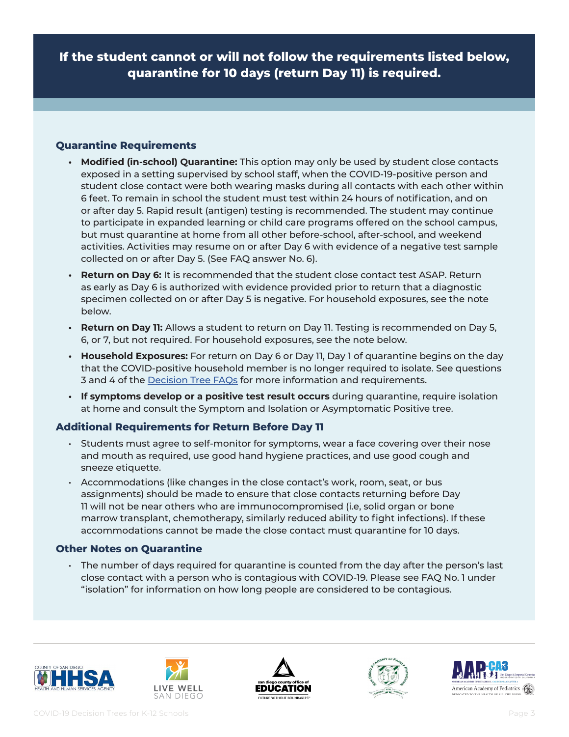**If the student cannot or will not follow the requirements listed below, quarantine for 10 days (return Day 11) is required.**

### Quarantine Requirements

- **Modified (in-school) Quarantine:** This option may only be used by student close contacts exposed in a setting supervised by school staff, when the COVID-19-positive person and student close contact were both wearing masks during all contacts with each other within 6 feet. To remain in school the student must test within 24 hours of notification, and on or after day 5. Rapid result (antigen) testing is recommended. The student may continue to participate in expanded learning or child care programs offered on the school campus, but must quarantine at home from all other before-school, after-school, and weekend activities. Activities may resume on or after Day 6 with evidence of a negative test sample collected on or after Day 5. (See FAQ answer No. 6).
- **Return on Day 6:** It is recommended that the student close contact test ASAP. Return as early as Day 6 is authorized with evidence provided prior to return that a diagnostic specimen collected on or after Day 5 is negative. For household exposures, see the note below.
- **Return on Day 11:** Allows a student to return on Day 11. Testing is recommended on Day 5, 6, or 7, but not required. For household exposures, see the note below.
- **Household Exposures:** For return on Day 6 or Day 11, Day 1 of quarantine begins on the day that the COVID-positive household member is no longer required to isolate. See questions 3 and 4 of the Decision Tree FAQs for more information and requirements.
- **If symptoms develop or a positive test result occurs** during quarantine, require isolation at home and consult the Symptom and Isolation or Asymptomatic Positive tree.

### Additional Requirements for Return Before Day 11

- Students must agree to self-monitor for symptoms, wear a face covering over their nose and mouth as required, use good hand hygiene practices, and use good cough and sneeze etiquette.
- Accommodations (like changes in the close contact's work, room, seat, or bus assignments) should be made to ensure that close contacts returning before Day 11 will not be near others who are immunocompromised (i.e, solid organ or bone marrow transplant, chemotherapy, similarly reduced ability to fight infections). If these accommodations cannot be made the close contact must quarantine for 10 days.

### Other Notes on Quarantine

- The number of days required for quarantine is counted from the day after the person's last close contact with a person who is contagious with COVID-19. Please see FAQ No. 1 under "isolation" for information on how long people are considered to be contagious.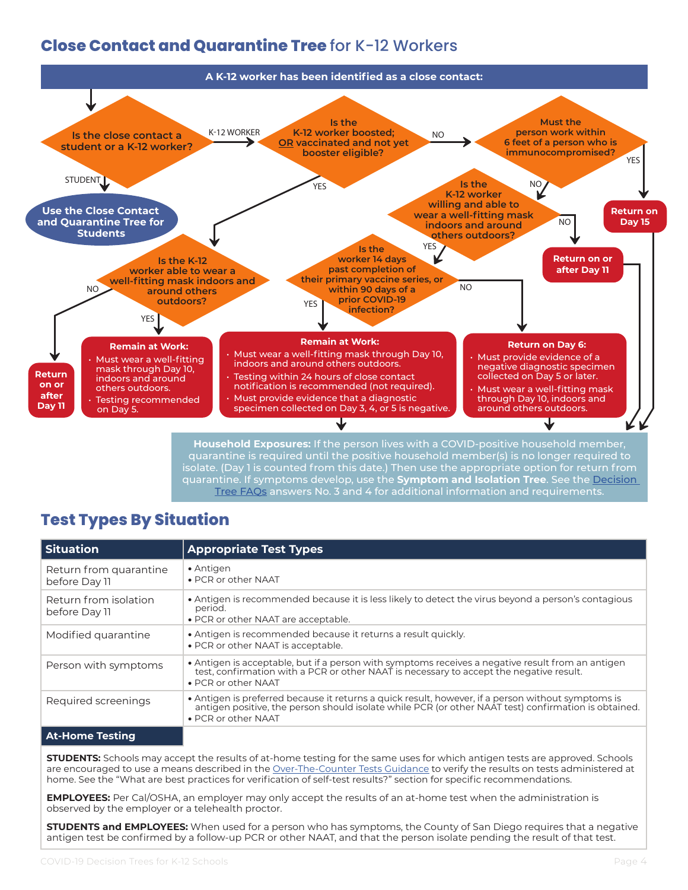## Close Contact and Quarantine Tree for K-12 Workers

**A K-12 worker has been identified as a close contact:**

Is the close contact a student or a K-12 worker?

STUDENT

**Use the Close Contact and Quarantine Tree for Students**

K-12 WORKER

Is the K-12 worker boosted; OR vaccinated and not yet booster eligible?

YES

Is the K-12 worker able to wear a well-fitting mask indoors and around others outdoors?

NO

**Return on or after Day 11**

YES

**Remain at Work:**

- Must wear a well-fitting mask through Day 10, indoors and around others outdoors.
- Testing recommended on Day 5.

NO

Must the person work within 6 feet of a person who is immunocompromised?

YES

**Return on Day 15**

NO

Is the K-12 worker willing and able to wear a well-fitting mask indoors and around others outdoors?

NO

**Return on or after Day 11**

YES

Is the worker 14 days past completion of their primary vaccine series, or within 90 days of a prior COVID-19 infection?

YES

**Remain at Work:**

- Must wear a well-fitting mask through Day 10, indoors and around others outdoors.
- Testing within 24 hours of close contact notification is recommended (not required).
- Must provide evidence that a diagnostic specimen collected on Day 3, 4, or 5 is negative.

NO

**Return on Day 6:**

- Must provide evidence of a negative diagnostic specimen collected on Day 5 or later.
- Must wear a well-fitting mask through Day 10, indoors and around others outdoors.

**Household Exposures:** If the person lives with a COVID-positive household member, quarantine is required until the positive household member(s) is no longer required to isolate. (Day 1 is counted from this date.) Then use the appropriate option for return from quarantine. If symptoms develop, use the **Symptom and Isolation Tree**. See the Decision Tree FAQs answers No. 3 and 4 for additional information and requirements.

## Test Types By Situation

| Situation | Appropriate Test Types |
|---|---|
| Return from quarantine before Day 11 | • Antigen<br>• PCR or other NAAT |
| Return from isolation before Day 11 | • Antigen is recommended because it is less likely to detect the virus beyond a person's contagious period.<br>• PCR or other NAAT are acceptable. |
| Modified quarantine | • Antigen is recommended because it returns a result quickly.<br>• PCR or other NAAT is acceptable. |
| Person with symptoms | • Antigen is acceptable, but if a person with symptoms receives a negative result from an antigen test, confirmation with a PCR or other NAAT is necessary to accept the negative result.<br>• PCR or other NAAT |
| Required screenings | • Antigen is preferred because it returns a quick result, however, if a person without symptoms is antigen positive, the person should isolate while PCR (or other NAAT test) confirmation is obtained.<br>• PCR or other NAAT |

### At-Home Testing

**STUDENTS:** Schools may accept the results of at-home testing for the same uses for which antigen tests are approved. Schools are encouraged to use a means described in the Over-The-Counter Tests Guidance to verify the results on tests administered at home. See the "What are best practices for verification of self-test results?" section for specific recommendations.

**EMPLOYEES:** Per Cal/OSHA, an employer may only accept the results of an at-home test when the administration is observed by the employer or a telehealth proctor.

**STUDENTS and EMPLOYEES:** When used for a person who has symptoms, the County of San Diego requires that a negative antigen test be confirmed by a follow-up PCR or other NAAT, and that the person isolate pending the result of that test.